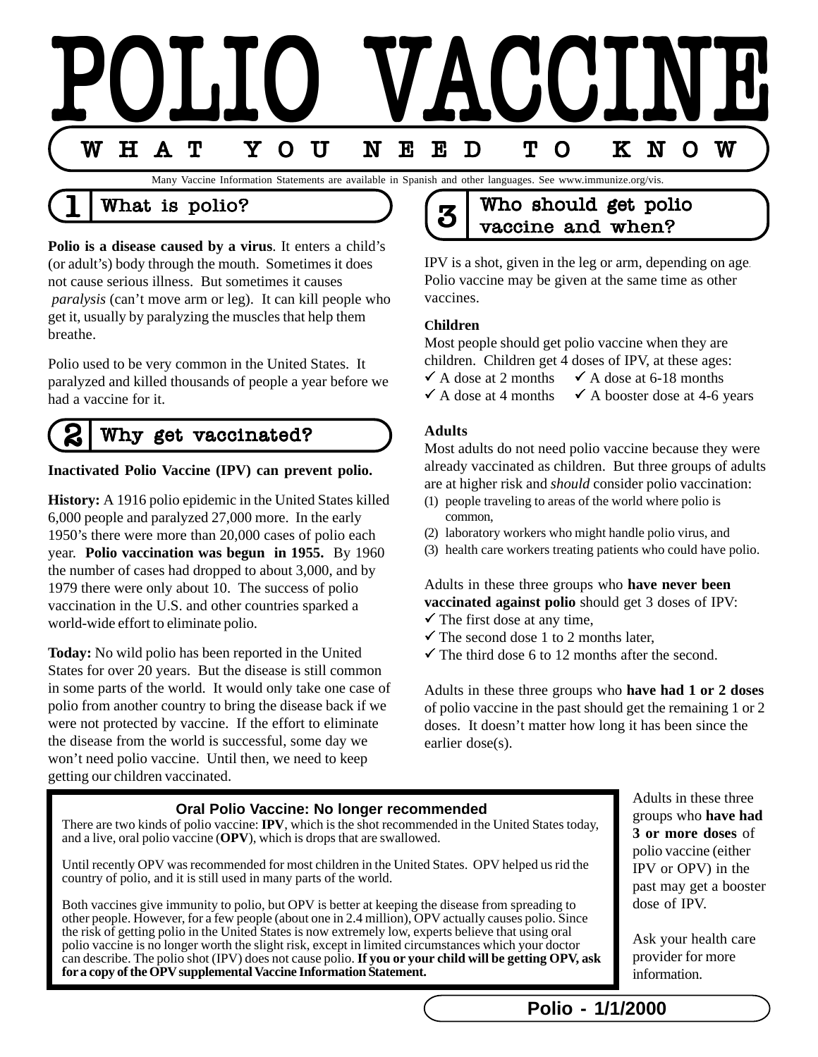# POLIO VACCINE

## WHAT YOU NEED TO KNOW

Many Vaccine Information Statements are available in Spanish and other languages. See www.immunize.org/vis.

## 1 What is polio?

**Polio is a disease caused by a virus**. It enters a child's (or adult's) body through the mouth. Sometimes it does not cause serious illness. But sometimes it causes *paralysis* (can't move arm or leg). It can kill people who get it, usually by paralyzing the muscles that help them breathe.

Polio used to be very common in the United States. It paralyzed and killed thousands of people a year before we had a vaccine for it.

## 2 Why get vaccinated?

**Inactivated Polio Vaccine (IPV) can prevent polio.**

**History:** A 1916 polio epidemic in the United States killed 6,000 people and paralyzed 27,000 more. In the early 1950's there were more than 20,000 cases of polio each year. **Polio vaccination was begun in 1955.** By 1960 the number of cases had dropped to about 3,000, and by 1979 there were only about 10. The success of polio vaccination in the U.S. and other countries sparked a world-wide effort to eliminate polio.

**Today:** No wild polio has been reported in the United States for over 20 years. But the disease is still common in some parts of the world. It would only take one case of polio from another country to bring the disease back if we were not protected by vaccine. If the effort to eliminate the disease from the world is successful, some day we won't need polio vaccine. Until then, we need to keep getting our children vaccinated.

## 3 Who should get polio vaccine and when?

IPV is a shot, given in the leg or arm, depending on age. Polio vaccine may be given at the same time as other vaccines.

**Children**

Most people should get polio vaccine when they are children. Children get 4 doses of IPV, at these ages:

- ✓ A dose at 2 months
- ✓ A dose at 4 months
- ✓ A dose at 6-18 months
- ✓ A booster dose at 4-6 years

**Adults**

Most adults do not need polio vaccine because they were already vaccinated as children. But three groups of adults are at higher risk and *should* consider polio vaccination:

(1) people traveling to areas of the world where polio is common,
(2) laboratory workers who might handle polio virus, and
(3) health care workers treating patients who could have polio.

Adults in these three groups who **have never been vaccinated against polio** should get 3 doses of IPV:

- ✓ The first dose at any time,
- ✓ The second dose 1 to 2 months later,
- ✓ The third dose 6 to 12 months after the second.

Adults in these three groups who **have had 1 or 2 doses** of polio vaccine in the past should get the remaining 1 or 2 doses. It doesn't matter how long it has been since the earlier dose(s).

Adults in these three groups who **have had 3 or more doses** of polio vaccine (either IPV or OPV) in the past may get a booster dose of IPV.

Ask your health care provider for more information.

### Oral Polio Vaccine: No longer recommended

There are two kinds of polio vaccine: **IPV**, which is the shot recommended in the United States today, and a live, oral polio vaccine (**OPV**), which is drops that are swallowed.

Until recently OPV was recommended for most children in the United States. OPV helped us rid the country of polio, and it is still used in many parts of the world.

Both vaccines give immunity to polio, but OPV is better at keeping the disease from spreading to other people. However, for a few people (about one in 2.4 million), OPV actually causes polio. Since the risk of getting polio in the United States is now extremely low, experts believe that using oral polio vaccine is no longer worth the slight risk, except in limited circumstances which your doctor can describe. The polio shot (IPV) does not cause polio. **If you or your child will be getting OPV, ask for a copy of the OPV supplemental Vaccine Information Statement.**

Polio - 1/1/2000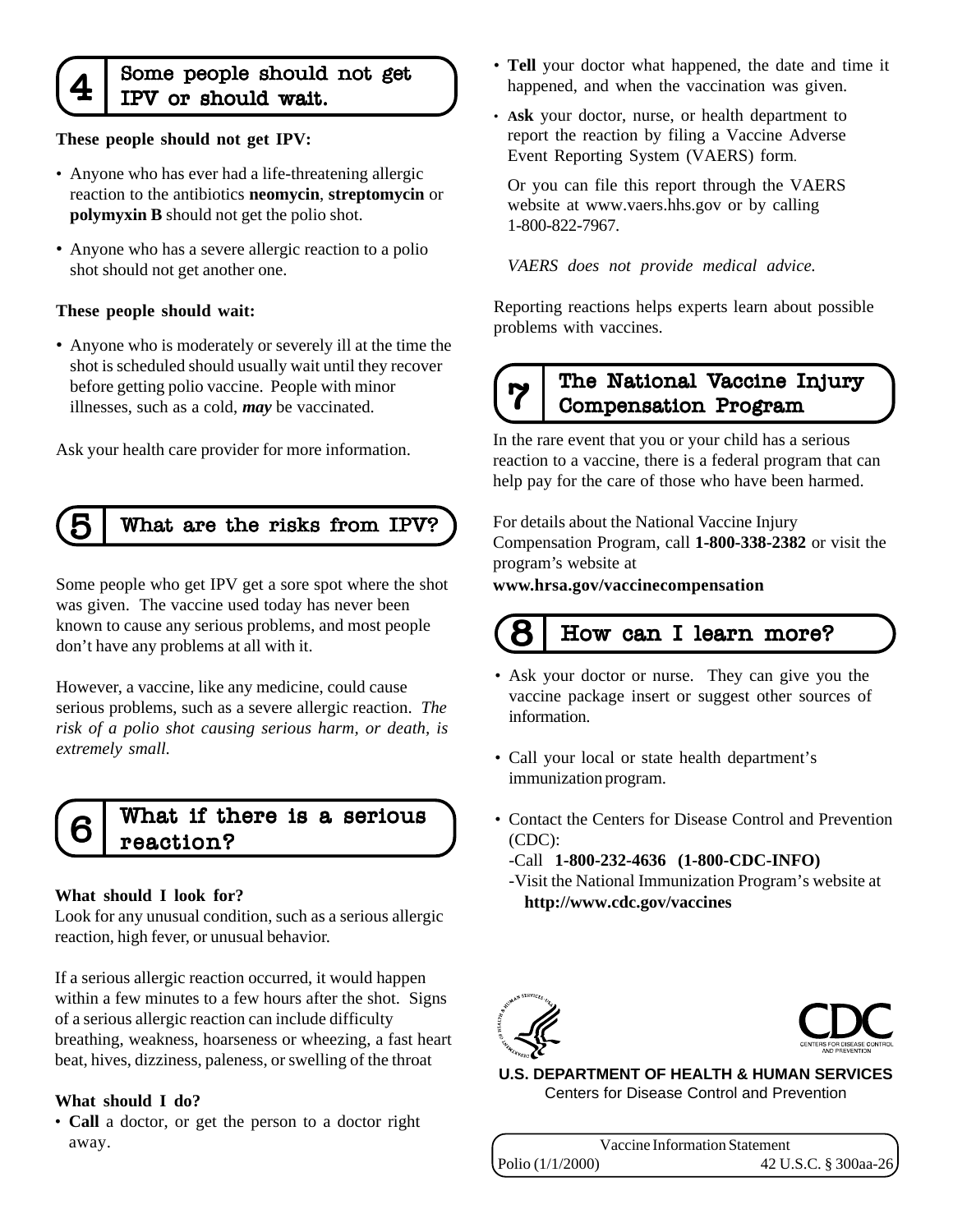## 4 Some people should not get IPV or should wait.

**These people should not get IPV:**

- Anyone who has ever had a life-threatening allergic reaction to the antibiotics **neomycin**, **streptomycin** or **polymyxin B** should not get the polio shot.
- Anyone who has a severe allergic reaction to a polio shot should not get another one.

**These people should wait:**

- Anyone who is moderately or severely ill at the time the shot is scheduled should usually wait until they recover before getting polio vaccine. People with minor illnesses, such as a cold, ***may*** be vaccinated.

Ask your health care provider for more information.

## 5 What are the risks from IPV?

Some people who get IPV get a sore spot where the shot was given. The vaccine used today has never been known to cause any serious problems, and most people don't have any problems at all with it.

However, a vaccine, like any medicine, could cause serious problems, such as a severe allergic reaction. *The risk of a polio shot causing serious harm, or death, is extremely small.*

## 6 What if there is a serious reaction?

**What should I look for?**

Look for any unusual condition, such as a serious allergic reaction, high fever, or unusual behavior.

If a serious allergic reaction occurred, it would happen within a few minutes to a few hours after the shot. Signs of a serious allergic reaction can include difficulty breathing, weakness, hoarseness or wheezing, a fast heart beat, hives, dizziness, paleness, or swelling of the throat

**What should I do?**

- **Call** a doctor, or get the person to a doctor right away.
- **Tell** your doctor what happened, the date and time it happened, and when the vaccination was given.
- **Ask** your doctor, nurse, or health department to report the reaction by filing a Vaccine Adverse Event Reporting System (VAERS) form.

  Or you can file this report through the VAERS website at www.vaers.hhs.gov or by calling 1-800-822-7967.

  *VAERS does not provide medical advice.*

Reporting reactions helps experts learn about possible problems with vaccines.

## 7 The National Vaccine Injury Compensation Program

In the rare event that you or your child has a serious reaction to a vaccine, there is a federal program that can help pay for the care of those who have been harmed.

For details about the National Vaccine Injury Compensation Program, call **1-800-338-2382** or visit the program's website at **www.hrsa.gov/vaccinecompensation**

## 8 How can I learn more?

- Ask your doctor or nurse. They can give you the vaccine package insert or suggest other sources of information.
- Call your local or state health department's immunization program.
- Contact the Centers for Disease Control and Prevention (CDC):
  - -Call **1-800-232-4636 (1-800-CDC-INFO)**
  - -Visit the National Immunization Program's website at **http://www.cdc.gov/vaccines**

**U.S. DEPARTMENT OF HEALTH & HUMAN SERVICES**
Centers for Disease Control and Prevention

Vaccine Information Statement
Polio (1/1/2000) 42 U.S.C. § 300aa-26